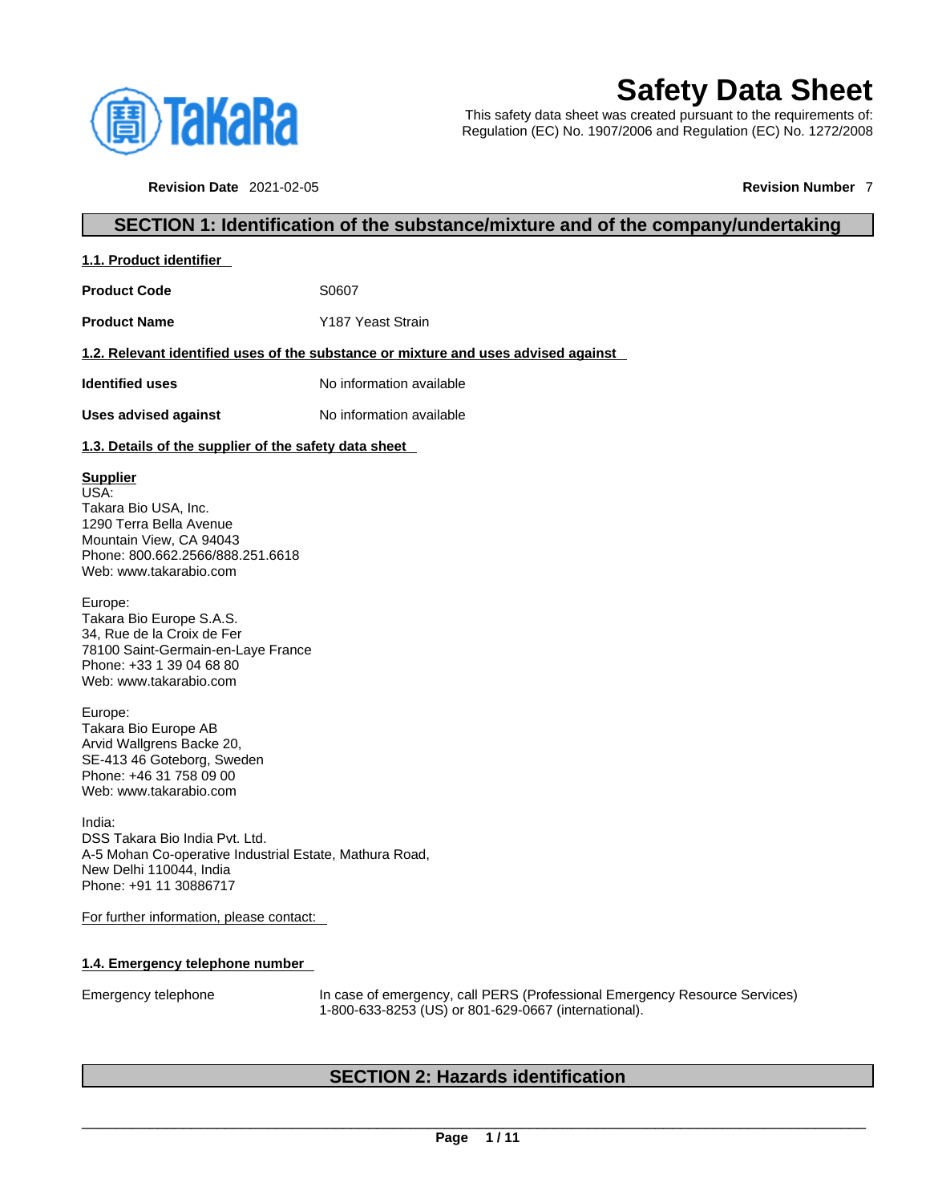# Safety Data Sheet

This safety data sheet was created pursuant to the requirements of:
Regulation (EC) No. 1907/2006 and Regulation (EC) No. 1272/2008

**Revision Date** 2021-02-05 **Revision Number** 7

## SECTION 1: Identification of the substance/mixture and of the company/undertaking

### 1.1. Product identifier

**Product Code** S0607

**Product Name** Y187 Yeast Strain

### 1.2. Relevant identified uses of the substance or mixture and uses advised against

**Identified uses** No information available

**Uses advised against** No information available

### 1.3. Details of the supplier of the safety data sheet

**Supplier**
USA:
Takara Bio USA, Inc.
1290 Terra Bella Avenue
Mountain View, CA 94043
Phone: 800.662.2566/888.251.6618
Web: www.takarabio.com

Europe:
Takara Bio Europe S.A.S.
34, Rue de la Croix de Fer
78100 Saint-Germain-en-Laye France
Phone: +33 1 39 04 68 80
Web: www.takarabio.com

Europe:
Takara Bio Europe AB
Arvid Wallgrens Backe 20,
SE-413 46 Goteborg, Sweden
Phone: +46 31 758 09 00
Web: www.takarabio.com

India:
DSS Takara Bio India Pvt. Ltd.
A-5 Mohan Co-operative Industrial Estate, Mathura Road,
New Delhi 110044, India
Phone: +91 11 30886717

For further information, please contact:

### 1.4. Emergency telephone number

Emergency telephone In case of emergency, call PERS (Professional Emergency Resource Services) 1-800-633-8253 (US) or 801-629-0667 (international).

## SECTION 2: Hazards identification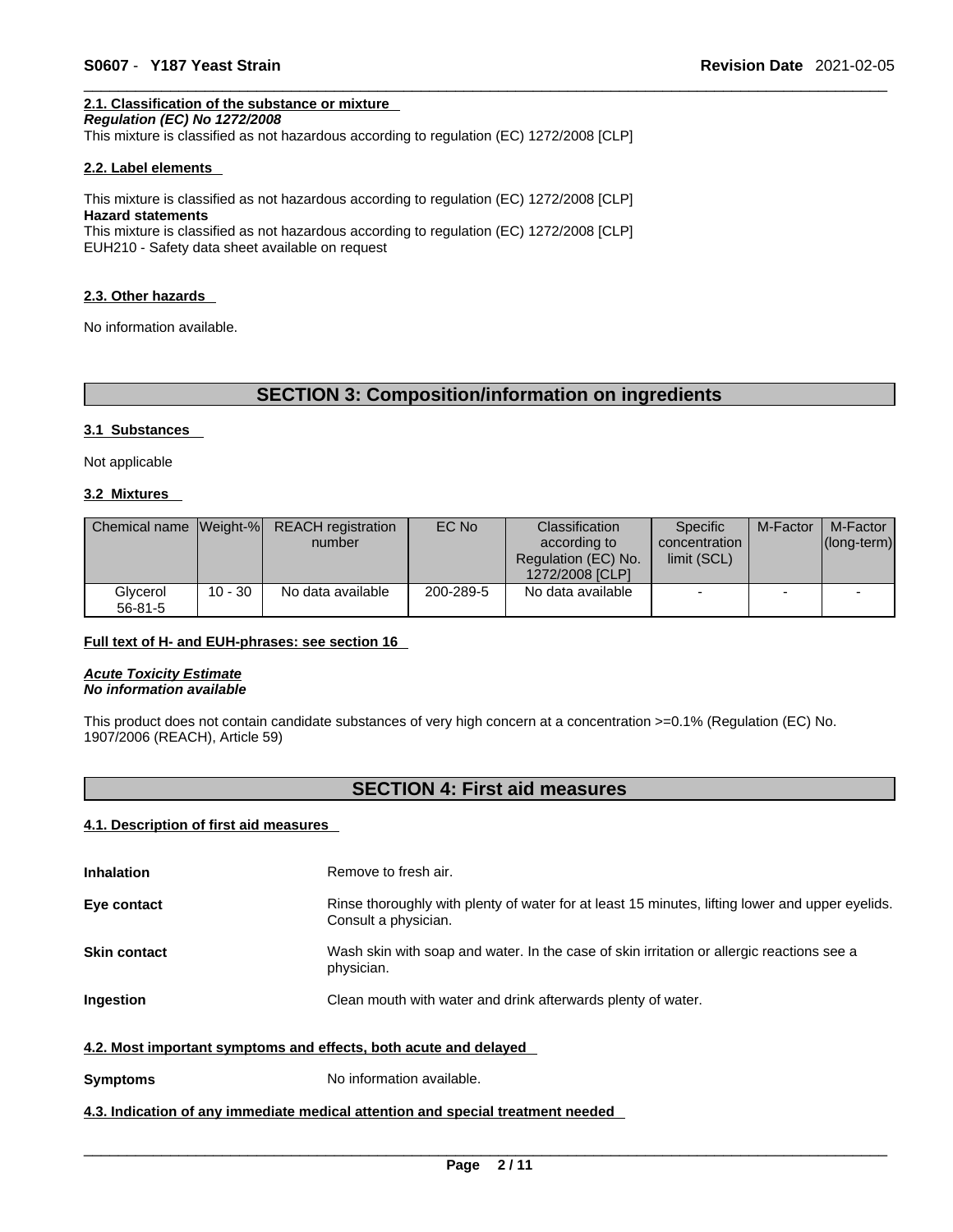#### 2.1. Classification of the substance or mixture

***Regulation (EC) No 1272/2008***

This mixture is classified as not hazardous according to regulation (EC) 1272/2008 [CLP]

#### 2.2. Label elements

This mixture is classified as not hazardous according to regulation (EC) 1272/2008 [CLP]

**Hazard statements**

This mixture is classified as not hazardous according to regulation (EC) 1272/2008 [CLP]
EUH210 - Safety data sheet available on request

#### 2.3. Other hazards

No information available.

## SECTION 3: Composition/information on ingredients

#### 3.1 Substances

Not applicable

#### 3.2 Mixtures

| Chemical name | Weight-% | REACH registration number | EC No | Classification according to Regulation (EC) No. 1272/2008 [CLP] | Specific concentration limit (SCL) | M-Factor | M-Factor (long-term) |
|---|---|---|---|---|---|---|---|
| Glycerol 56-81-5 | 10 - 30 | No data available | 200-289-5 | No data available | - | - | - |

**Full text of H- and EUH-phrases: see section 16**

***Acute Toxicity Estimate***
***No information available***

This product does not contain candidate substances of very high concern at a concentration >=0.1% (Regulation (EC) No. 1907/2006 (REACH), Article 59)

## SECTION 4: First aid measures

#### 4.1. Description of first aid measures

**Inhalation** Remove to fresh air.

**Eye contact** Rinse thoroughly with plenty of water for at least 15 minutes, lifting lower and upper eyelids. Consult a physician.

**Skin contact** Wash skin with soap and water. In the case of skin irritation or allergic reactions see a physician.

**Ingestion** Clean mouth with water and drink afterwards plenty of water.

#### 4.2. Most important symptoms and effects, both acute and delayed

**Symptoms** No information available.

#### 4.3. Indication of any immediate medical attention and special treatment needed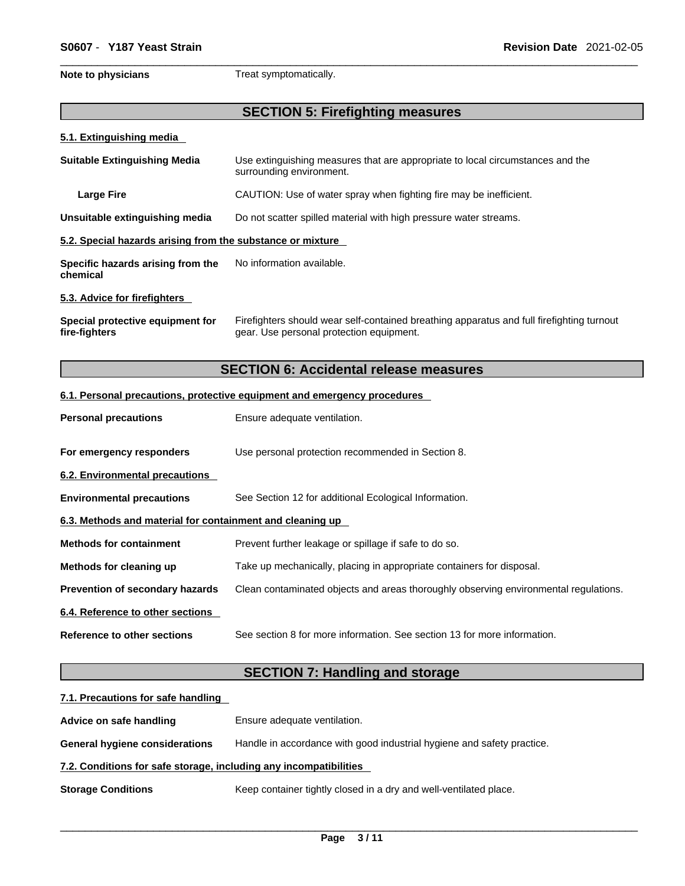**Note to physicians** Treat symptomatically.

## SECTION 5: Firefighting measures

### 5.1. Extinguishing media

**Suitable Extinguishing Media** Use extinguishing measures that are appropriate to local circumstances and the surrounding environment.

**Large Fire** CAUTION: Use of water spray when fighting fire may be inefficient.

**Unsuitable extinguishing media** Do not scatter spilled material with high pressure water streams.

### 5.2. Special hazards arising from the substance or mixture

**Specific hazards arising from the chemical** No information available.

### 5.3. Advice for firefighters

**Special protective equipment for fire-fighters** Firefighters should wear self-contained breathing apparatus and full firefighting turnout gear. Use personal protection equipment.

## SECTION 6: Accidental release measures

### 6.1. Personal precautions, protective equipment and emergency procedures

**Personal precautions** Ensure adequate ventilation.

**For emergency responders** Use personal protection recommended in Section 8.

### 6.2. Environmental precautions

**Environmental precautions** See Section 12 for additional Ecological Information.

### 6.3. Methods and material for containment and cleaning up

**Methods for containment** Prevent further leakage or spillage if safe to do so.

**Methods for cleaning up** Take up mechanically, placing in appropriate containers for disposal.

**Prevention of secondary hazards** Clean contaminated objects and areas thoroughly observing environmental regulations.

### 6.4. Reference to other sections

**Reference to other sections** See section 8 for more information. See section 13 for more information.

## SECTION 7: Handling and storage

### 7.1. Precautions for safe handling

**Advice on safe handling** Ensure adequate ventilation.

**General hygiene considerations** Handle in accordance with good industrial hygiene and safety practice.

### 7.2. Conditions for safe storage, including any incompatibilities

**Storage Conditions** Keep container tightly closed in a dry and well-ventilated place.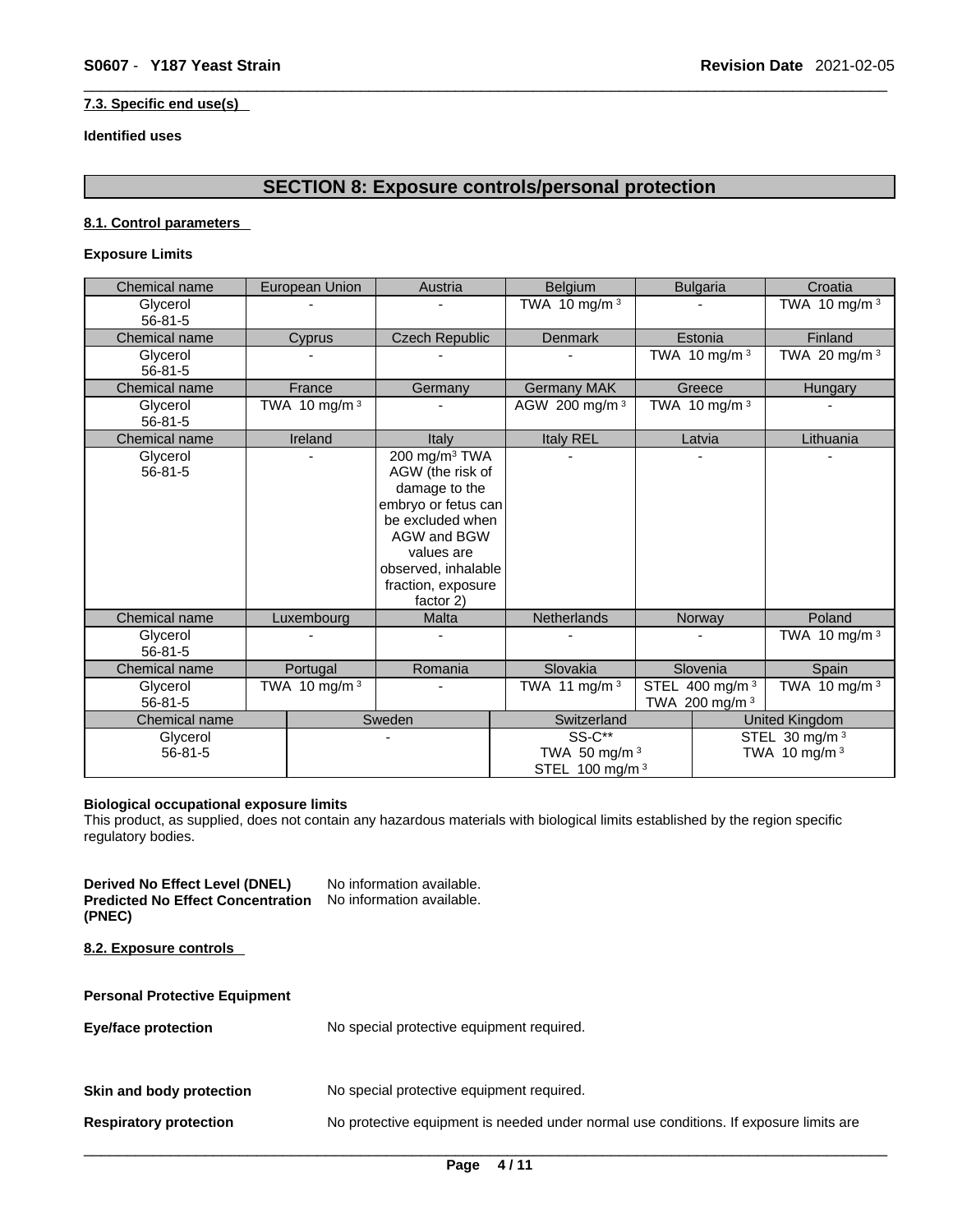### 7.3. Specific end use(s)

**Identified uses**

## SECTION 8: Exposure controls/personal protection

### 8.1. Control parameters

**Exposure Limits**

| Chemical name | European Union | Austria | Belgium | Bulgaria | Croatia |
|---|---|---|---|---|---|
| Glycerol 56-81-5 | - | - | TWA 10 mg/m³ | - | TWA 10 mg/m³ |
| **Chemical name** | **Cyprus** | **Czech Republic** | **Denmark** | **Estonia** | **Finland** |
| Glycerol 56-81-5 | - | - | - | TWA 10 mg/m³ | TWA 20 mg/m³ |
| **Chemical name** | **France** | **Germany** | **Germany MAK** | **Greece** | **Hungary** |
| Glycerol 56-81-5 | TWA 10 mg/m³ | - | AGW 200 mg/m³ | TWA 10 mg/m³ | - |
| **Chemical name** | **Ireland** | **Italy** | **Italy REL** | **Latvia** | **Lithuania** |
| Glycerol 56-81-5 | - | 200 mg/m³ TWA AGW (the risk of damage to the embryo or fetus can be excluded when AGW and BGW values are observed, inhalable fraction, exposure factor 2) | - | - | - |
| **Chemical name** | **Luxembourg** | **Malta** | **Netherlands** | **Norway** | **Poland** |
| Glycerol 56-81-5 | - | - | - | - | TWA 10 mg/m³ |
| **Chemical name** | **Portugal** | **Romania** | **Slovakia** | **Slovenia** | **Spain** |
| Glycerol 56-81-5 | TWA 10 mg/m³ | - | TWA 11 mg/m³ | STEL 400 mg/m³ TWA 200 mg/m³ | TWA 10 mg/m³ |

| Chemical name | Sweden | Switzerland | United Kingdom |
|---|---|---|---|
| Glycerol 56-81-5 | - | SS-C** TWA 50 mg/m³ STEL 100 mg/m³ | STEL 30 mg/m³ TWA 10 mg/m³ |

**Biological occupational exposure limits**
This product, as supplied, does not contain any hazardous materials with biological limits established by the region specific regulatory bodies.

**Derived No Effect Level (DNEL)** No information available.
**Predicted No Effect Concentration (PNEC)** No information available.

### 8.2. Exposure controls

**Personal Protective Equipment**

**Eye/face protection** No special protective equipment required.

**Skin and body protection** No special protective equipment required.

**Respiratory protection** No protective equipment is needed under normal use conditions. If exposure limits are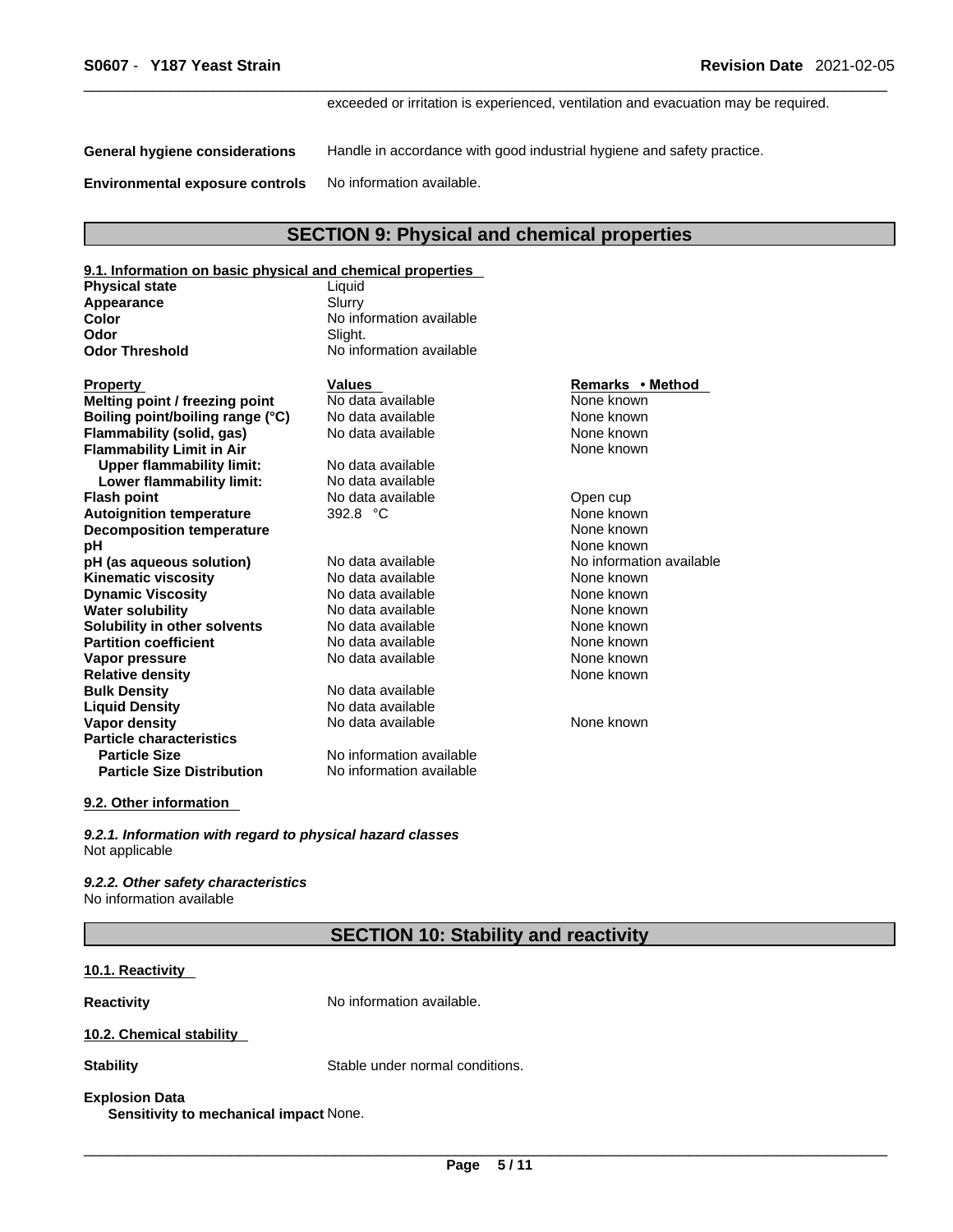exceeded or irritation is experienced, ventilation and evacuation may be required.

**General hygiene considerations** Handle in accordance with good industrial hygiene and safety practice.

**Environmental exposure controls** No information available.

## SECTION 9: Physical and chemical properties

**9.1. Information on basic physical and chemical properties**

| | |
|---|---|
| **Physical state** | Liquid |
| **Appearance** | Slurry |
| **Color** | No information available |
| **Odor** | Slight. |
| **Odor Threshold** | No information available |

| Property | Values | Remarks • Method |
|---|---|---|
| **Melting point / freezing point** | No data available | None known |
| **Boiling point/boiling range (°C)** | No data available | None known |
| **Flammability (solid, gas)** | No data available | None known |
| **Flammability Limit in Air** | | None known |
| **Upper flammability limit:** | No data available | |
| **Lower flammability limit:** | No data available | |
| **Flash point** | No data available | Open cup |
| **Autoignition temperature** | 392.8 °C | None known |
| **Decomposition temperature** | | None known |
| **pH** | | None known |
| **pH (as aqueous solution)** | No data available | No information available |
| **Kinematic viscosity** | No data available | None known |
| **Dynamic Viscosity** | No data available | None known |
| **Water solubility** | No data available | None known |
| **Solubility in other solvents** | No data available | None known |
| **Partition coefficient** | No data available | None known |
| **Vapor pressure** | No data available | None known |
| **Relative density** | | None known |
| **Bulk Density** | No data available | |
| **Liquid Density** | No data available | |
| **Vapor density** | No data available | None known |
| **Particle characteristics** | | |
| **Particle Size** | No information available | |
| **Particle Size Distribution** | No information available | |

**9.2. Other information**

***9.2.1. Information with regard to physical hazard classes***
Not applicable

***9.2.2. Other safety characteristics***
No information available

## SECTION 10: Stability and reactivity

**10.1. Reactivity**

**Reactivity** No information available.

**10.2. Chemical stability**

**Stability** Stable under normal conditions.

**Explosion Data**
**Sensitivity to mechanical impact** None.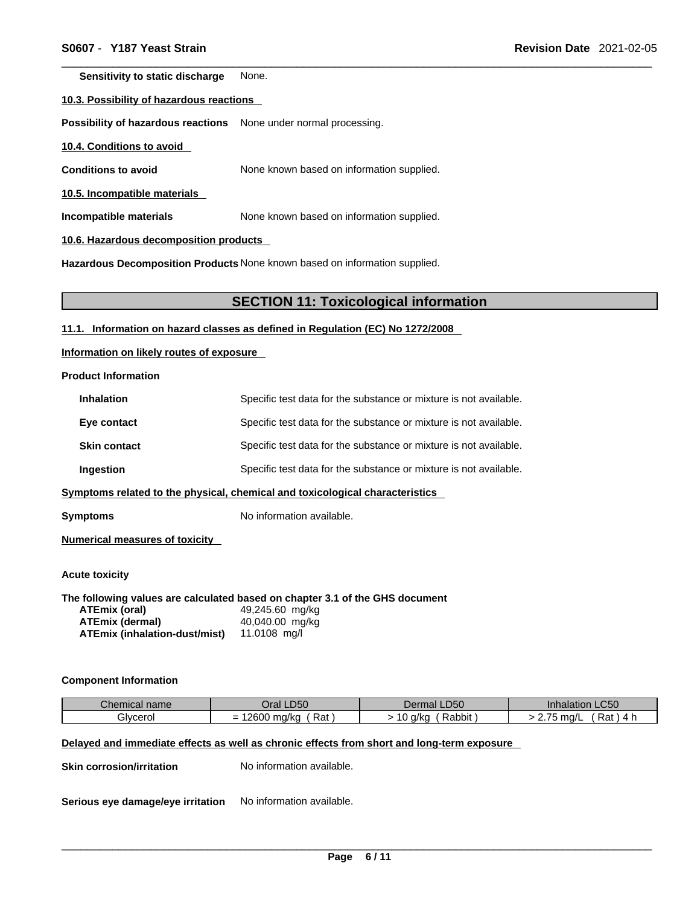**Sensitivity to static discharge** None.

**10.3. Possibility of hazardous reactions**

**Possibility of hazardous reactions** None under normal processing.

**10.4. Conditions to avoid**

**Conditions to avoid** None known based on information supplied.

**10.5. Incompatible materials**

**Incompatible materials** None known based on information supplied.

**10.6. Hazardous decomposition products**

**Hazardous Decomposition Products** None known based on information supplied.

## SECTION 11: Toxicological information

**11.1. Information on hazard classes as defined in Regulation (EC) No 1272/2008**

**Information on likely routes of exposure**

**Product Information**

**Inhalation** Specific test data for the substance or mixture is not available.

**Eye contact** Specific test data for the substance or mixture is not available.

**Skin contact** Specific test data for the substance or mixture is not available.

**Ingestion** Specific test data for the substance or mixture is not available.

**Symptoms related to the physical, chemical and toxicological characteristics**

**Symptoms** No information available.

**Numerical measures of toxicity**

**Acute toxicity**

**The following values are calculated based on chapter 3.1 of the GHS document**

| | |
|---|---|
| **ATEmix (oral)** | 49,245.60 mg/kg |
| **ATEmix (dermal)** | 40,040.00 mg/kg |
| **ATEmix (inhalation-dust/mist)** | 11.0108 mg/l |

**Component Information**

| Chemical name | Oral LD50 | Dermal LD50 | Inhalation LC50 |
|---|---|---|---|
| Glycerol | = 12600 mg/kg ( Rat ) | > 10 g/kg ( Rabbit ) | > 2.75 mg/L ( Rat ) 4 h |

**Delayed and immediate effects as well as chronic effects from short and long-term exposure**

**Skin corrosion/irritation** No information available.

**Serious eye damage/eye irritation** No information available.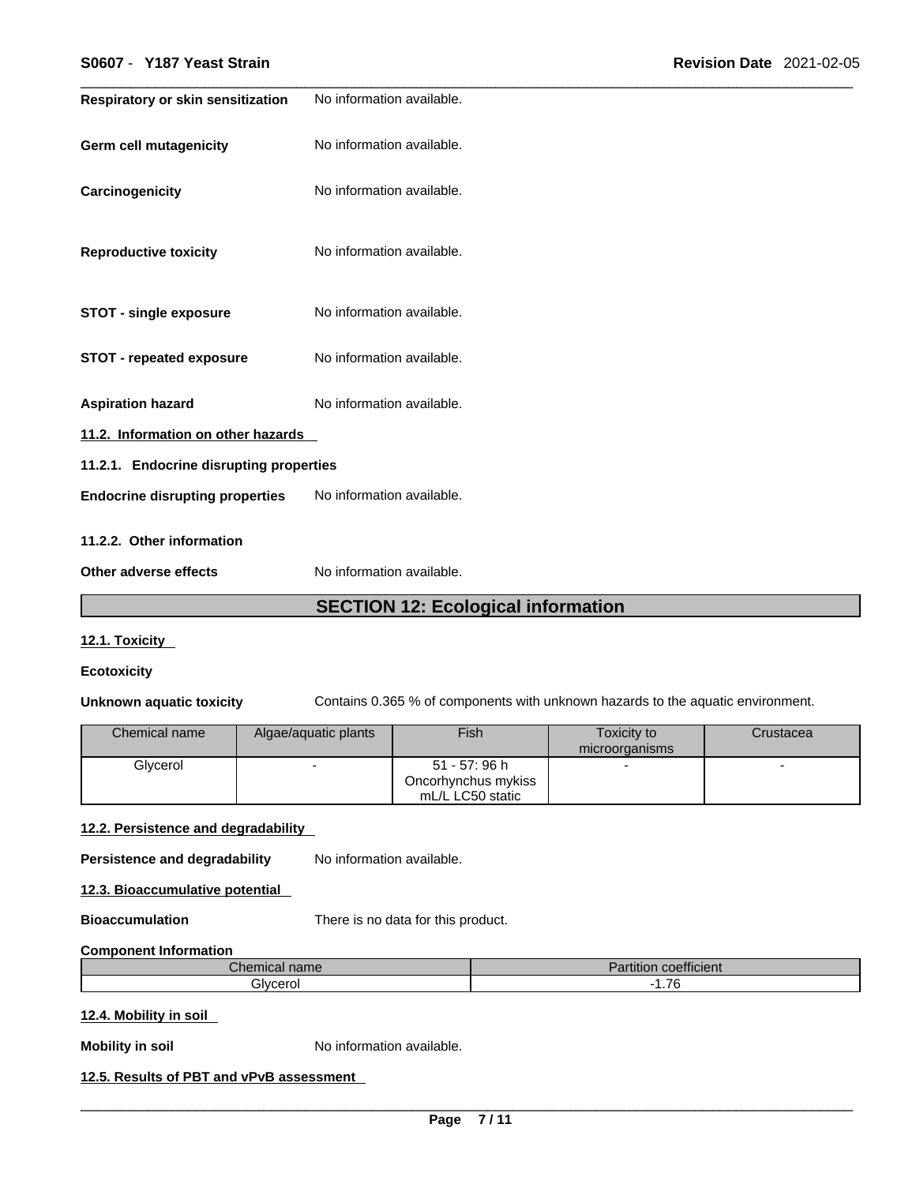**Respiratory or skin sensitization** No information available.

**Germ cell mutagenicity** No information available.

**Carcinogenicity** No information available.

**Reproductive toxicity** No information available.

**STOT - single exposure** No information available.

**STOT - repeated exposure** No information available.

**Aspiration hazard** No information available.

**11.2. Information on other hazards**

**11.2.1. Endocrine disrupting properties**

**Endocrine disrupting properties** No information available.

**11.2.2. Other information**

**Other adverse effects** No information available.

## SECTION 12: Ecological information

**12.1. Toxicity**

**Ecotoxicity**

**Unknown aquatic toxicity** Contains 0.365 % of components with unknown hazards to the aquatic environment.

| Chemical name | Algae/aquatic plants | Fish | Toxicity to microorganisms | Crustacea |
|---|---|---|---|---|
| Glycerol | - | 51 - 57: 96 h Oncorhynchus mykiss mL/L LC50 static | - | - |

**12.2. Persistence and degradability**

**Persistence and degradability** No information available.

**12.3. Bioaccumulative potential**

**Bioaccumulation** There is no data for this product.

**Component Information**

| Chemical name | Partition coefficient |
|---|---|
| Glycerol | -1.76 |

**12.4. Mobility in soil**

**Mobility in soil** No information available.

**12.5. Results of PBT and vPvB assessment**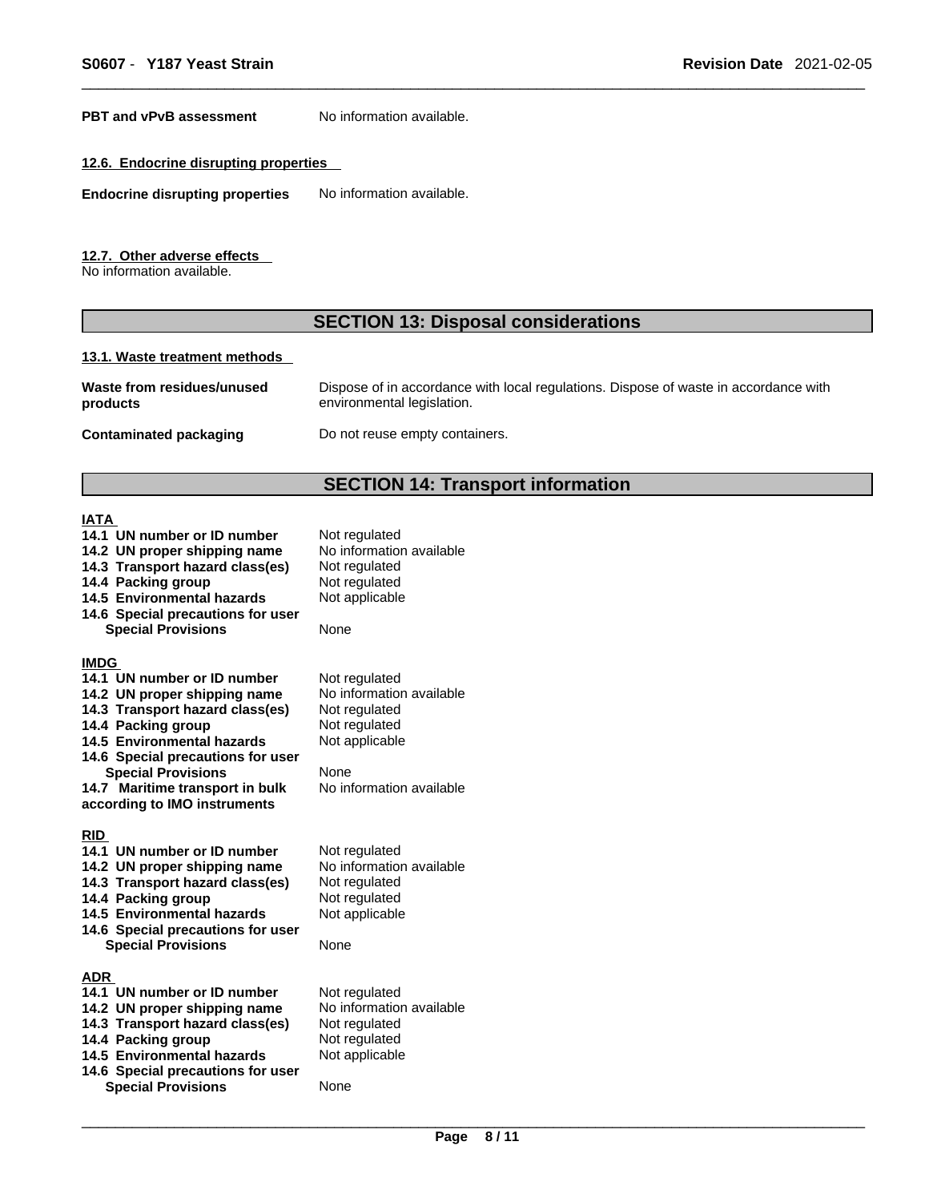**PBT and vPvB assessment** No information available.

### 12.6. Endocrine disrupting properties

**Endocrine disrupting properties** No information available.

### 12.7. Other adverse effects

No information available.

## SECTION 13: Disposal considerations

### 13.1. Waste treatment methods

| | |
|---|---|
| **Waste from residues/unused products** | Dispose of in accordance with local regulations. Dispose of waste in accordance with environmental legislation. |
| **Contaminated packaging** | Do not reuse empty containers. |

## SECTION 14: Transport information

### IATA

| | |
|---|---|
| **14.1 UN number or ID number** | Not regulated |
| **14.2 UN proper shipping name** | No information available |
| **14.3 Transport hazard class(es)** | Not regulated |
| **14.4 Packing group** | Not regulated |
| **14.5 Environmental hazards** | Not applicable |
| **14.6 Special precautions for user** | |
| **Special Provisions** | None |

### IMDG

| | |
|---|---|
| **14.1 UN number or ID number** | Not regulated |
| **14.2 UN proper shipping name** | No information available |
| **14.3 Transport hazard class(es)** | Not regulated |
| **14.4 Packing group** | Not regulated |
| **14.5 Environmental hazards** | Not applicable |
| **14.6 Special precautions for user** | |
| **Special Provisions** | None |
| **14.7 Maritime transport in bulk according to IMO instruments** | No information available |

### RID

| | |
|---|---|
| **14.1 UN number or ID number** | Not regulated |
| **14.2 UN proper shipping name** | No information available |
| **14.3 Transport hazard class(es)** | Not regulated |
| **14.4 Packing group** | Not regulated |
| **14.5 Environmental hazards** | Not applicable |
| **14.6 Special precautions for user** | |
| **Special Provisions** | None |

### ADR

| | |
|---|---|
| **14.1 UN number or ID number** | Not regulated |
| **14.2 UN proper shipping name** | No information available |
| **14.3 Transport hazard class(es)** | Not regulated |
| **14.4 Packing group** | Not regulated |
| **14.5 Environmental hazards** | Not applicable |
| **14.6 Special precautions for user** | |
| **Special Provisions** | None |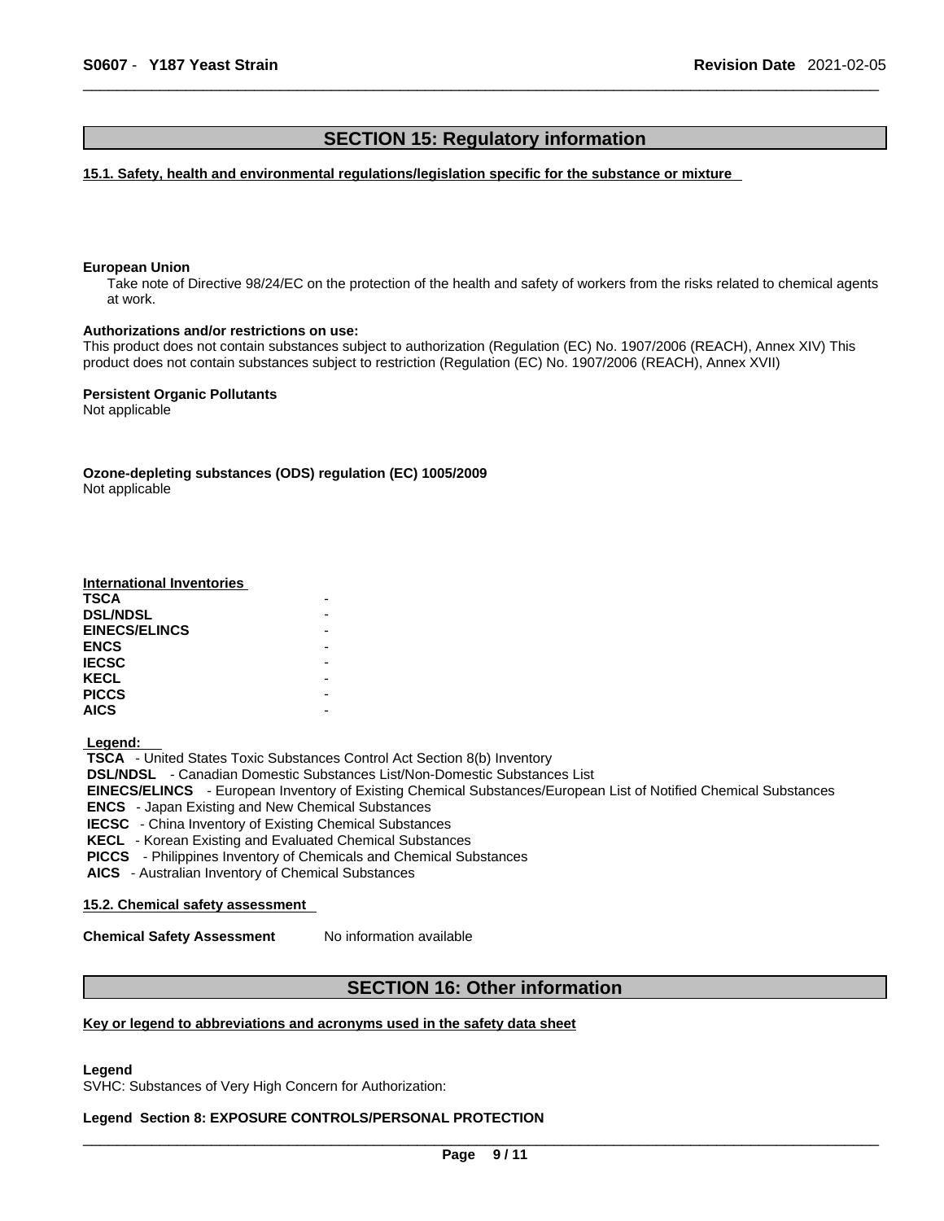## SECTION 15: Regulatory information

### 15.1. Safety, health and environmental regulations/legislation specific for the substance or mixture

**European Union**

Take note of Directive 98/24/EC on the protection of the health and safety of workers from the risks related to chemical agents at work.

**Authorizations and/or restrictions on use:**

This product does not contain substances subject to authorization (Regulation (EC) No. 1907/2006 (REACH), Annex XIV) This product does not contain substances subject to restriction (Regulation (EC) No. 1907/2006 (REACH), Annex XVII)

**Persistent Organic Pollutants**

Not applicable

**Ozone-depleting substances (ODS) regulation (EC) 1005/2009**

Not applicable

**International Inventories**

| | |
|---|---|
| **TSCA** | - |
| **DSL/NDSL** | - |
| **EINECS/ELINCS** | - |
| **ENCS** | - |
| **IECSC** | - |
| **KECL** | - |
| **PICCS** | - |
| **AICS** | - |

**Legend:**

**TSCA** - United States Toxic Substances Control Act Section 8(b) Inventory
**DSL/NDSL** - Canadian Domestic Substances List/Non-Domestic Substances List
**EINECS/ELINCS** - European Inventory of Existing Chemical Substances/European List of Notified Chemical Substances
**ENCS** - Japan Existing and New Chemical Substances
**IECSC** - China Inventory of Existing Chemical Substances
**KECL** - Korean Existing and Evaluated Chemical Substances
**PICCS** - Philippines Inventory of Chemicals and Chemical Substances
**AICS** - Australian Inventory of Chemical Substances

### 15.2. Chemical safety assessment

**Chemical Safety Assessment** No information available

## SECTION 16: Other information

### Key or legend to abbreviations and acronyms used in the safety data sheet

**Legend**

SVHC: Substances of Very High Concern for Authorization:

**Legend Section 8: EXPOSURE CONTROLS/PERSONAL PROTECTION**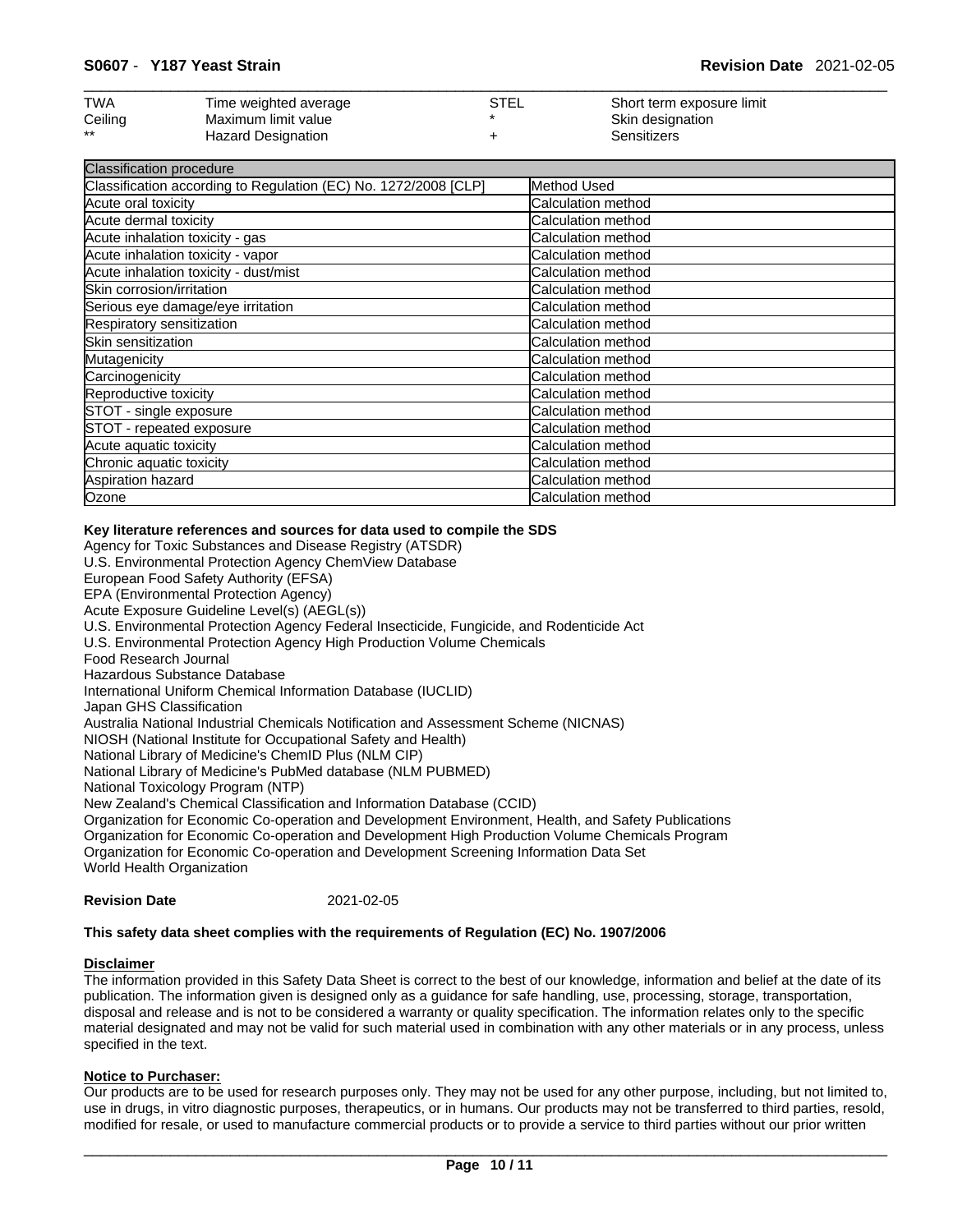| TWA | Time weighted average | STEL | Short term exposure limit |
|---|---|---|---|
| Ceiling | Maximum limit value | * | Skin designation |
| ** | Hazard Designation | + | Sensitizers |

| Classification procedure | |
|---|---|
| Classification according to Regulation (EC) No. 1272/2008 [CLP] | Method Used |
| Acute oral toxicity | Calculation method |
| Acute dermal toxicity | Calculation method |
| Acute inhalation toxicity - gas | Calculation method |
| Acute inhalation toxicity - vapor | Calculation method |
| Acute inhalation toxicity - dust/mist | Calculation method |
| Skin corrosion/irritation | Calculation method |
| Serious eye damage/eye irritation | Calculation method |
| Respiratory sensitization | Calculation method |
| Skin sensitization | Calculation method |
| Mutagenicity | Calculation method |
| Carcinogenicity | Calculation method |
| Reproductive toxicity | Calculation method |
| STOT - single exposure | Calculation method |
| STOT - repeated exposure | Calculation method |
| Acute aquatic toxicity | Calculation method |
| Chronic aquatic toxicity | Calculation method |
| Aspiration hazard | Calculation method |
| Ozone | Calculation method |

**Key literature references and sources for data used to compile the SDS**

Agency for Toxic Substances and Disease Registry (ATSDR)
U.S. Environmental Protection Agency ChemView Database
European Food Safety Authority (EFSA)
EPA (Environmental Protection Agency)
Acute Exposure Guideline Level(s) (AEGL(s))
U.S. Environmental Protection Agency Federal Insecticide, Fungicide, and Rodenticide Act
U.S. Environmental Protection Agency High Production Volume Chemicals
Food Research Journal
Hazardous Substance Database
International Uniform Chemical Information Database (IUCLID)
Japan GHS Classification
Australia National Industrial Chemicals Notification and Assessment Scheme (NICNAS)
NIOSH (National Institute for Occupational Safety and Health)
National Library of Medicine's ChemID Plus (NLM CIP)
National Library of Medicine's PubMed database (NLM PUBMED)
National Toxicology Program (NTP)
New Zealand's Chemical Classification and Information Database (CCID)
Organization for Economic Co-operation and Development Environment, Health, and Safety Publications
Organization for Economic Co-operation and Development High Production Volume Chemicals Program
Organization for Economic Co-operation and Development Screening Information Data Set
World Health Organization

**Revision Date** 2021-02-05

**This safety data sheet complies with the requirements of Regulation (EC) No. 1907/2006**

**Disclaimer**

The information provided in this Safety Data Sheet is correct to the best of our knowledge, information and belief at the date of its publication. The information given is designed only as a guidance for safe handling, use, processing, storage, transportation, disposal and release and is not to be considered a warranty or quality specification. The information relates only to the specific material designated and may not be valid for such material used in combination with any other materials or in any process, unless specified in the text.

**Notice to Purchaser:**

Our products are to be used for research purposes only. They may not be used for any other purpose, including, but not limited to, use in drugs, in vitro diagnostic purposes, therapeutics, or in humans. Our products may not be transferred to third parties, resold, modified for resale, or used to manufacture commercial products or to provide a service to third parties without our prior written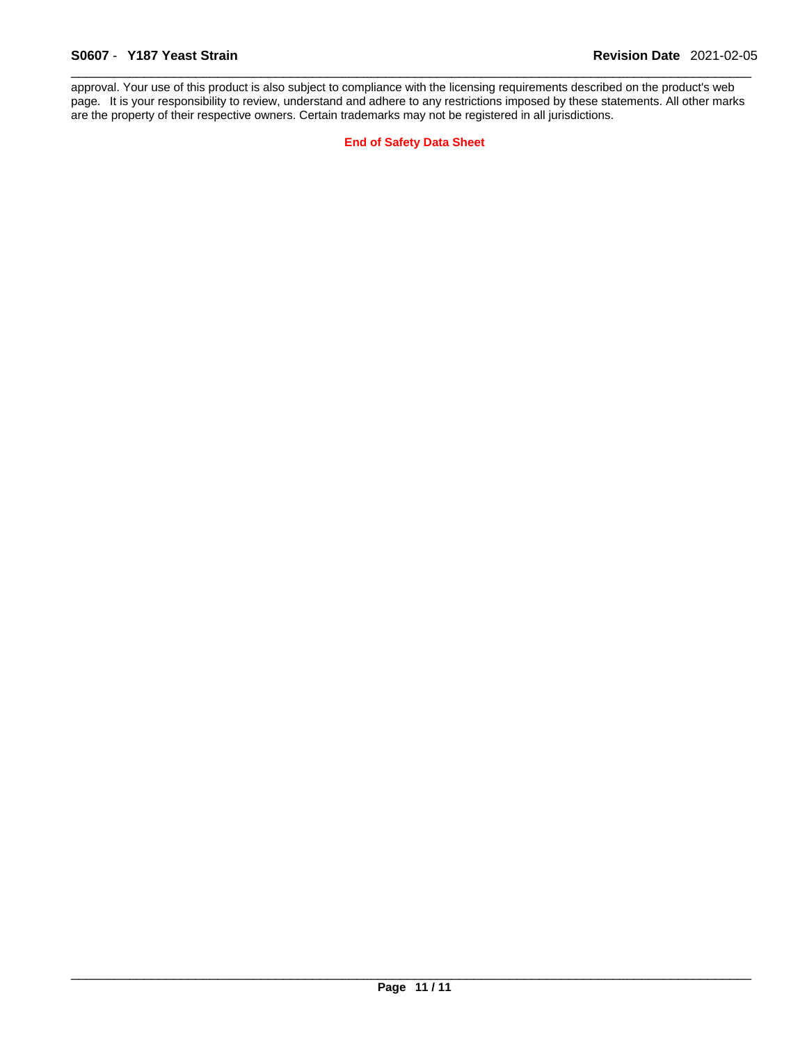approval. Your use of this product is also subject to compliance with the licensing requirements described on the product's web page. It is your responsibility to review, understand and adhere to any restrictions imposed by these statements. All other marks are the property of their respective owners. Certain trademarks may not be registered in all jurisdictions.

**End of Safety Data Sheet**